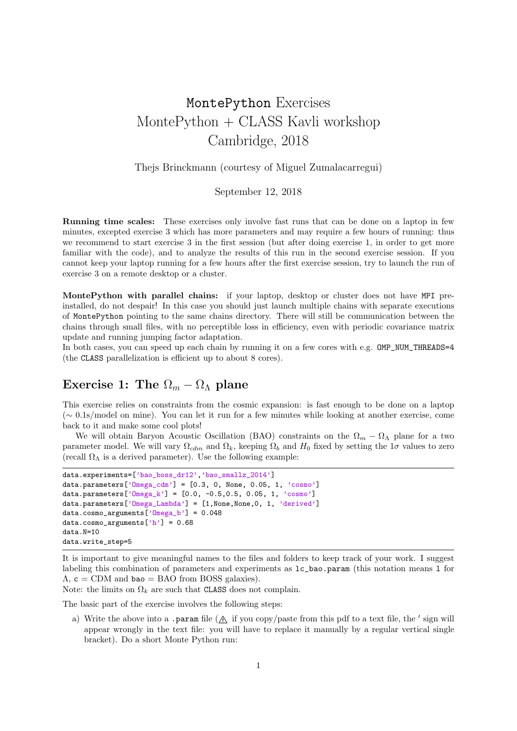# MontePython Exercises
## MontePython + CLASS Kavli workshop
## Cambridge, 2018

Thejs Brinckmann (courtesy of Miguel Zumalacarregui)

September 12, 2018

**Running time scales:** These exercises only involve fast runs that can be done on a laptop in few minutes, excepted exercise 3 which has more parameters and may require a few hours of running: thus we recommend to start exercise 3 in the first session (but after doing exercise 1, in order to get more familiar with the code), and to analyze the results of this run in the second exercise session. If you cannot keep your laptop running for a few hours after the first exercise session, try to launch the run of exercise 3 on a remote desktop or a cluster.

**MontePython with parallel chains:** if your laptop, desktop or cluster does not have MPI pre-installed, do not despair! In this case you should just launch multiple chains with separate executions of MontePython pointing to the same chains directory. There will still be communication between the chains through small files, with no perceptible loss in efficiency, even with periodic covariance matrix update and running jumping factor adaptation.

In both cases, you can speed up each chain by running it on a few cores with e.g. OMP_NUM_THREADS=4 (the CLASS parallelization is efficient up to about 8 cores).

## Exercise 1: The $\Omega_m - \Omega_\Lambda$ plane

This exercise relies on constraints from the cosmic expansion: is fast enough to be done on a laptop ($\sim$ 0.1s/model on mine). You can let it run for a few minutes while looking at another exercise, come back to it and make some cool plots!

We will obtain Baryon Acoustic Oscillation (BAO) constraints on the $\Omega_m - \Omega_\Lambda$ plane for a two parameter model. We will vary $\Omega_{cdm}$ and $\Omega_k$, keeping $\Omega_b$ and $H_0$ fixed by setting the $1\sigma$ values to zero (recall $\Omega_\Lambda$ is a derived parameter). Use the following example:

```
data.experiments=['bao_boss_dr12','bao_smallz_2014']
data.parameters['Omega_cdm'] = [0.3, 0, None, 0.05, 1, 'cosmo']
data.parameters['Omega_k'] = [0.0, -0.5,0.5, 0.05, 1, 'cosmo']
data.parameters['Omega_Lambda'] = [1,None,None,0, 1, 'derived']
data.cosmo_arguments['Omega_b'] = 0.048
data.cosmo_arguments['h'] = 0.68
data.N=10
data.write_step=5
```

It is important to give meaningful names to the files and folders to keep track of your work. I suggest labeling this combination of parameters and experiments as lc_bao.param (this notation means l for $\Lambda$, c = CDM and bao = BAO from BOSS galaxies).

Note: the limits on $\Omega_k$ are such that CLASS does not complain.

The basic part of the exercise involves the following steps:

a) Write the above into a .param file (⚠ if you copy/paste from this pdf to a text file, the ′ sign will appear wrongly in the text file: you will have to replace it manually by a regular vertical single bracket). Do a short Monte Python run: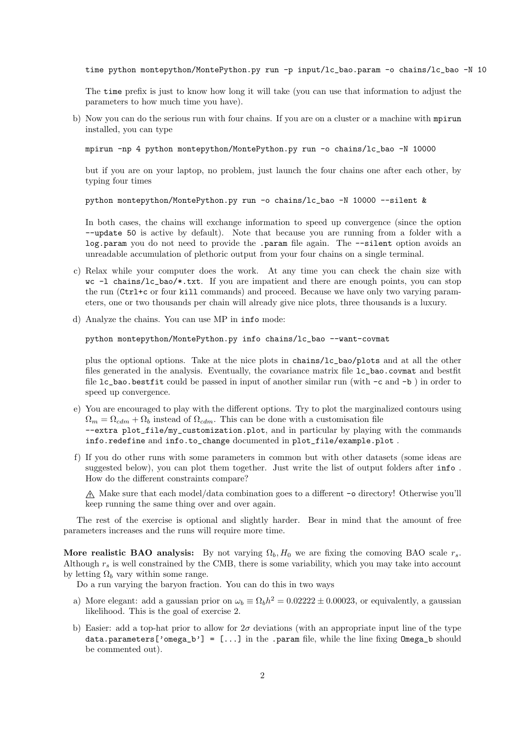```
time python montepython/MontePython.py run -p input/lc_bao.param -o chains/lc_bao -N 10
```

The `time` prefix is just to know how long it will take (you can use that information to adjust the parameters to how much time you have).

b) Now you can do the serious run with four chains. If you are on a cluster or a machine with `mpirun` installed, you can type

```
mpirun -np 4 python montepython/MontePython.py run -o chains/lc_bao -N 10000
```

but if you are on your laptop, no problem, just launch the four chains one after each other, by typing four times

```
python montepython/MontePython.py run -o chains/lc_bao -N 10000 --silent &
```

In both cases, the chains will exchange information to speed up convergence (since the option `--update 50` is active by default). Note that because you are running from a folder with a `log.param` you do not need to provide the `.param` file again. The `--silent` option avoids an unreadable accumulation of plethoric output from your four chains on a single terminal.

c) Relax while your computer does the work. At any time you can check the chain size with `wc -l chains/lc_bao/*.txt`. If you are impatient and there are enough points, you can stop the run (`Ctrl+c` or four `kill` commands) and proceed. Because we have only two varying parameters, one or two thousands per chain will already give nice plots, three thousands is a luxury.

d) Analyze the chains. You can use MP in `info` mode:

```
python montepython/MontePython.py info chains/lc_bao --want-covmat
```

plus the optional options. Take at the nice plots in `chains/lc_bao/plots` and at all the other files generated in the analysis. Eventually, the covariance matrix file `lc_bao.covmat` and bestfit file `lc_bao.bestfit` could be passed in input of another similar run (with `-c` and `-b` ) in order to speed up convergence.

e) You are encouraged to play with the different options. Try to plot the marginalized contours using $\Omega_m = \Omega_{cdm} + \Omega_b$ instead of $\Omega_{cdm}$. This can be done with a customisation file `--extra plot_file/my_customization.plot`, and in particular by playing with the commands `info.redefine` and `info.to_change` documented in `plot_file/example.plot` .

f) If you do other runs with some parameters in common but with other datasets (some ideas are suggested below), you can plot them together. Just write the list of output folders after `info` . How do the different constraints compare?

⚠ Make sure that each model/data combination goes to a different `-o` directory! Otherwise you'll keep running the same thing over and over again.

The rest of the exercise is optional and slightly harder. Bear in mind that the amount of free parameters increases and the runs will require more time.

**More realistic BAO analysis:** By not varying $\Omega_b, H_0$ we are fixing the comoving BAO scale $r_s$. Although $r_s$ is well constrained by the CMB, there is some variability, which you may take into account by letting $\Omega_b$ vary within some range.

Do a run varying the baryon fraction. You can do this in two ways

a) More elegant: add a gaussian prior on $\omega_b \equiv \Omega_b h^2 = 0.02222 \pm 0.00023$, or equivalently, a gaussian likelihood. This is the goal of exercise 2.

b) Easier: add a top-hat prior to allow for $2\sigma$ deviations (with an appropriate input line of the type `data.parameters['omega_b'] = [...]` in the `.param` file, while the line fixing `Omega_b` should be commented out).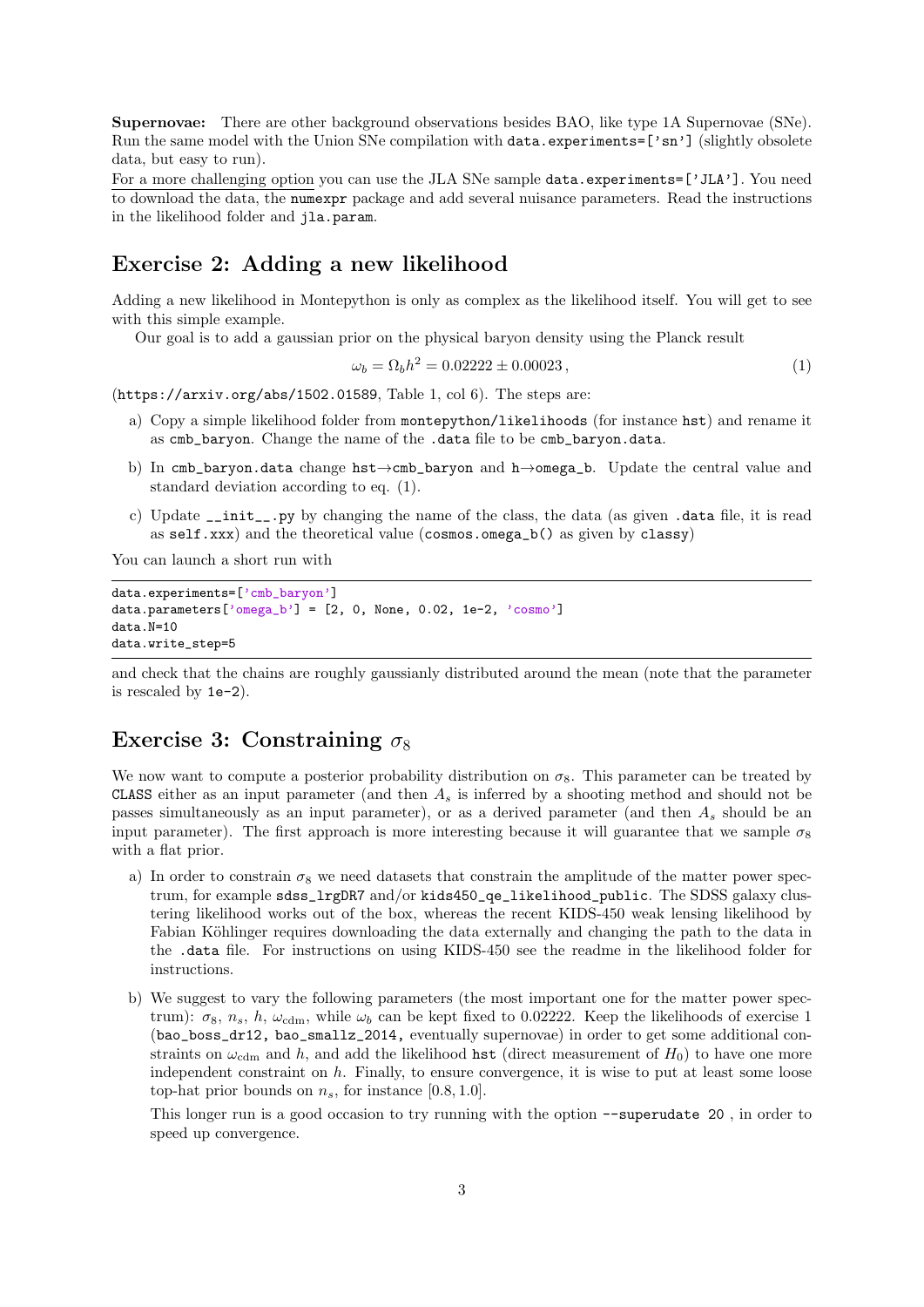**Supernovae:** There are other background observations besides BAO, like type 1A Supernovae (SNe). Run the same model with the Union SNe compilation with `data.experiments=['sn']` (slightly obsolete data, but easy to run).

For a more challenging option you can use the JLA SNe sample `data.experiments=['JLA']`. You need to download the data, the `numexpr` package and add several nuisance parameters. Read the instructions in the likelihood folder and `jla.param`.

## Exercise 2: Adding a new likelihood

Adding a new likelihood in Montepython is only as complex as the likelihood itself. You will get to see with this simple example.

Our goal is to add a gaussian prior on the physical baryon density using the Planck result

$$\omega_b = \Omega_b h^2 = 0.02222 \pm 0.00023\,, \tag{1}$$

(`https://arxiv.org/abs/1502.01589`, Table 1, col 6). The steps are:

a) Copy a simple likelihood folder from `montepython/likelihoods` (for instance `hst`) and rename it as `cmb_baryon`. Change the name of the `.data` file to be `cmb_baryon.data`.

b) In `cmb_baryon.data` change `hst`→`cmb_baryon` and `h`→`omega_b`. Update the central value and standard deviation according to eq. (1).

c) Update `__init__.py` by changing the name of the class, the data (as given `.data` file, it is read as `self.xxx`) and the theoretical value (`cosmos.omega_b()` as given by `classy`)

You can launch a short run with

```
data.experiments=['cmb_baryon']
data.parameters['omega_b'] = [2, 0, None, 0.02, 1e-2, 'cosmo']
data.N=10
data.write_step=5
```

and check that the chains are roughly gaussianly distributed around the mean (note that the parameter is rescaled by `1e-2`).

## Exercise 3: Constraining $\sigma_8$

We now want to compute a posterior probability distribution on $\sigma_8$. This parameter can be treated by `CLASS` either as an input parameter (and then $A_s$ is inferred by a shooting method and should not be passes simultaneously as an input parameter), or as a derived parameter (and then $A_s$ should be an input parameter). The first approach is more interesting because it will guarantee that we sample $\sigma_8$ with a flat prior.

a) In order to constrain $\sigma_8$ we need datasets that constrain the amplitude of the matter power spectrum, for example `sdss_lrgDR7` and/or `kids450_qe_likelihood_public`. The SDSS galaxy clustering likelihood works out of the box, whereas the recent KIDS-450 weak lensing likelihood by Fabian Köhlinger requires downloading the data externally and changing the path to the data in the `.data` file. For instructions on using KIDS-450 see the readme in the likelihood folder for instructions.

b) We suggest to vary the following parameters (the most important one for the matter power spectrum): $\sigma_8$, $n_s$, $h$, $\omega_{\rm cdm}$, while $\omega_b$ can be kept fixed to 0.02222. Keep the likelihoods of exercise 1 (`bao_boss_dr12, bao_smallz_2014,` eventually supernovae) in order to get some additional constraints on $\omega_{\rm cdm}$ and $h$, and add the likelihood `hst` (direct measurement of $H_0$) to have one more independent constraint on $h$. Finally, to ensure convergence, it is wise to put at least some loose top-hat prior bounds on $n_s$, for instance $[0.8, 1.0]$.

   This longer run is a good occasion to try running with the option `--superudate 20` , in order to speed up convergence.